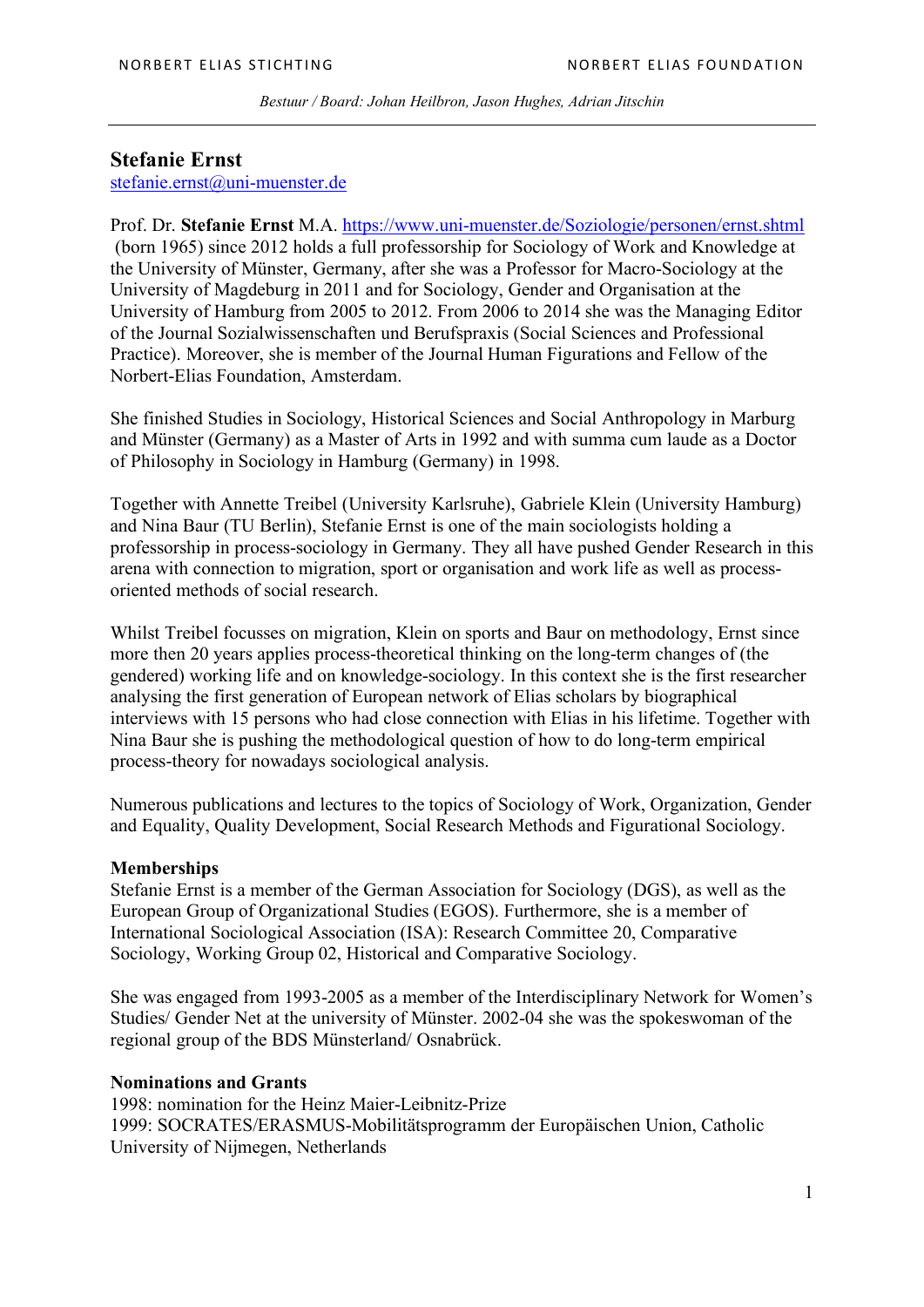NORBERT ELIAS STICHTING NORBERT ELIAS FOUNDATION

*Bestuur / Board: Johan Heilbron, Jason Hughes, Adrian Jitschin*

## Stefanie Ernst

stefanie.ernst@uni-muenster.de

Prof. Dr. **Stefanie Ernst** M.A. https://www.uni-muenster.de/Soziologie/personen/ernst.shtml (born 1965) since 2012 holds a full professorship for Sociology of Work and Knowledge at the University of Münster, Germany, after she was a Professor for Macro-Sociology at the University of Magdeburg in 2011 and for Sociology, Gender and Organisation at the University of Hamburg from 2005 to 2012. From 2006 to 2014 she was the Managing Editor of the Journal Sozialwissenschaften und Berufspraxis (Social Sciences and Professional Practice). Moreover, she is member of the Journal Human Figurations and Fellow of the Norbert-Elias Foundation, Amsterdam.

She finished Studies in Sociology, Historical Sciences and Social Anthropology in Marburg and Münster (Germany) as a Master of Arts in 1992 and with summa cum laude as a Doctor of Philosophy in Sociology in Hamburg (Germany) in 1998.

Together with Annette Treibel (University Karlsruhe), Gabriele Klein (University Hamburg) and Nina Baur (TU Berlin), Stefanie Ernst is one of the main sociologists holding a professorship in process-sociology in Germany. They all have pushed Gender Research in this arena with connection to migration, sport or organisation and work life as well as process-oriented methods of social research.

Whilst Treibel focusses on migration, Klein on sports and Baur on methodology, Ernst since more then 20 years applies process-theoretical thinking on the long-term changes of (the gendered) working life and on knowledge-sociology. In this context she is the first researcher analysing the first generation of European network of Elias scholars by biographical interviews with 15 persons who had close connection with Elias in his lifetime. Together with Nina Baur she is pushing the methodological question of how to do long-term empirical process-theory for nowadays sociological analysis.

Numerous publications and lectures to the topics of Sociology of Work, Organization, Gender and Equality, Quality Development, Social Research Methods and Figurational Sociology.

**Memberships**

Stefanie Ernst is a member of the German Association for Sociology (DGS), as well as the European Group of Organizational Studies (EGOS). Furthermore, she is a member of International Sociological Association (ISA): Research Committee 20, Comparative Sociology, Working Group 02, Historical and Comparative Sociology.

She was engaged from 1993-2005 as a member of the Interdisciplinary Network for Women's Studies/ Gender Net at the university of Münster. 2002-04 she was the spokeswoman of the regional group of the BDS Münsterland/ Osnabrück.

**Nominations and Grants**

1998: nomination for the Heinz Maier-Leibnitz-Prize
1999: SOCRATES/ERASMUS-Mobilitätsprogramm der Europäischen Union, Catholic University of Nijmegen, Netherlands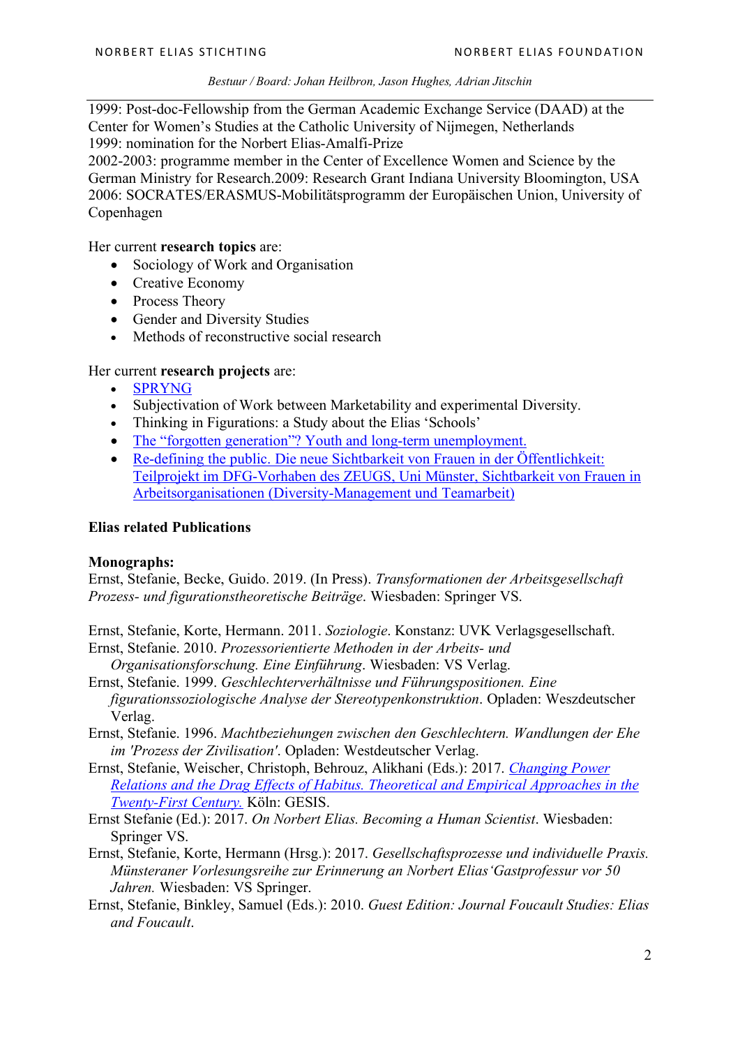1999: Post-doc-Fellowship from the German Academic Exchange Service (DAAD) at the Center for Women's Studies at the Catholic University of Nijmegen, Netherlands
1999: nomination for the Norbert Elias-Amalfi-Prize
2002-2003: programme member in the Center of Excellence Women and Science by the German Ministry for Research.2009: Research Grant Indiana University Bloomington, USA
2006: SOCRATES/ERASMUS-Mobilitätsprogramm der Europäischen Union, University of Copenhagen

Her current **research topics** are:

- Sociology of Work and Organisation
- Creative Economy
- Process Theory
- Gender and Diversity Studies
- Methods of reconstructive social research

Her current **research projects** are:

- SPRYNG
- Subjectivation of Work between Marketability and experimental Diversity.
- Thinking in Figurations: a Study about the Elias 'Schools'
- The "forgotten generation"? Youth and long-term unemployment.
- Re-defining the public. Die neue Sichtbarkeit von Frauen in der Öffentlichkeit: Teilprojekt im DFG-Vorhaben des ZEUGS, Uni Münster, Sichtbarkeit von Frauen in Arbeitsorganisationen (Diversity-Management und Teamarbeit)

**Elias related Publications**

**Monographs:**

Ernst, Stefanie, Becke, Guido. 2019. (In Press). *Transformationen der Arbeitsgesellschaft Prozess- und figurationstheoretische Beiträge*. Wiesbaden: Springer VS.

Ernst, Stefanie, Korte, Hermann. 2011. *Soziologie*. Konstanz: UVK Verlagsgesellschaft.

Ernst, Stefanie. 2010. *Prozessorientierte Methoden in der Arbeits- und Organisationsforschung. Eine Einführung*. Wiesbaden: VS Verlag.

Ernst, Stefanie. 1999. *Geschlechterverhältnisse und Führungspositionen. Eine figurationssoziologische Analyse der Stereotypenkonstruktion*. Opladen: Weszdeutscher Verlag.

Ernst, Stefanie. 1996. *Machtbeziehungen zwischen den Geschlechtern. Wandlungen der Ehe im 'Prozess der Zivilisation'*. Opladen: Westdeutscher Verlag.

Ernst, Stefanie, Weischer, Christoph, Behrouz, Alikhani (Eds.): 2017. *Changing Power Relations and the Drag Effects of Habitus. Theoretical and Empirical Approaches in the Twenty-First Century.* Köln: GESIS.

Ernst Stefanie (Ed.): 2017. *On Norbert Elias. Becoming a Human Scientist*. Wiesbaden: Springer VS.

Ernst, Stefanie, Korte, Hermann (Hrsg.): 2017. *Gesellschaftsprozesse und individuelle Praxis. Münsteraner Vorlesungsreihe zur Erinnerung an Norbert Elias'Gastprofessur vor 50 Jahren.* Wiesbaden: VS Springer.

Ernst, Stefanie, Binkley, Samuel (Eds.): 2010. *Guest Edition: Journal Foucault Studies: Elias and Foucault*.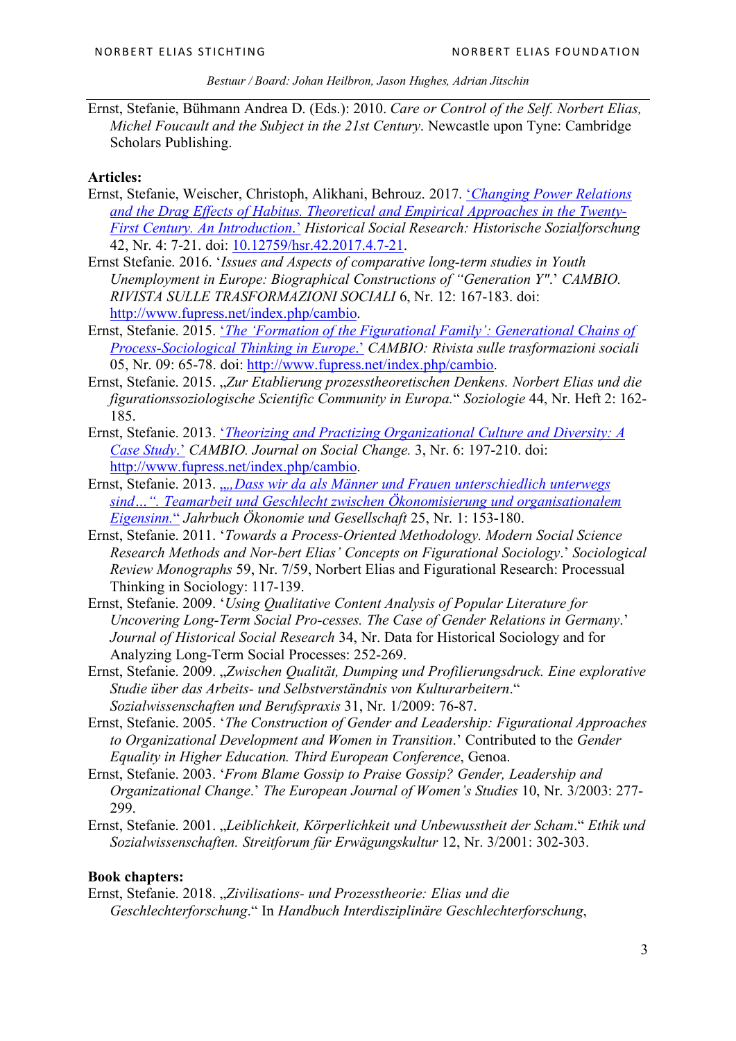Ernst, Stefanie, Bühmann Andrea D. (Eds.): 2010. *Care or Control of the Self. Norbert Elias, Michel Foucault and the Subject in the 21st Century*. Newcastle upon Tyne: Cambridge Scholars Publishing.

**Articles:**

Ernst, Stefanie, Weischer, Christoph, Alikhani, Behrouz. 2017. '*Changing Power Relations and the Drag Effects of Habitus. Theoretical and Empirical Approaches in the Twenty-First Century. An Introduction.*' *Historical Social Research: Historische Sozialforschung* 42, Nr. 4: 7-21. doi: 10.12759/hsr.42.2017.4.7-21.

Ernst Stefanie. 2016. '*Issues and Aspects of comparative long-term studies in Youth Unemployment in Europe: Biographical Constructions of "Generation Y"*.' *CAMBIO. RIVISTA SULLE TRASFORMAZIONI SOCIALI* 6, Nr. 12: 167-183. doi: http://www.fupress.net/index.php/cambio.

Ernst, Stefanie. 2015. '*The 'Formation of the Figurational Family': Generational Chains of Process-Sociological Thinking in Europe*.' *CAMBIO: Rivista sulle trasformazioni sociali* 05, Nr. 09: 65-78. doi: http://www.fupress.net/index.php/cambio.

Ernst, Stefanie. 2015. „*Zur Etablierung prozesstheoretischen Denkens. Norbert Elias und die figurationssoziologische Scientific Community in Europa.*" *Soziologie* 44, Nr. Heft 2: 162-185.

Ernst, Stefanie. 2013. '*Theorizing and Practizing Organizational Culture and Diversity: A Case Study*.' *CAMBIO. Journal on Social Change.* 3, Nr. 6: 197-210. doi: http://www.fupress.net/index.php/cambio.

Ernst, Stefanie. 2013. „*„Dass wir da als Männer und Frauen unterschiedlich unterwegs sind…". Teamarbeit und Geschlecht zwischen Ökonomisierung und organisationalem Eigensinn.*" *Jahrbuch Ökonomie und Gesellschaft* 25, Nr. 1: 153-180.

Ernst, Stefanie. 2011. '*Towards a Process-Oriented Methodology. Modern Social Science Research Methods and Nor-bert Elias' Concepts on Figurational Sociology*.' *Sociological Review Monographs* 59, Nr. 7/59, Norbert Elias and Figurational Research: Processual Thinking in Sociology: 117-139.

Ernst, Stefanie. 2009. '*Using Qualitative Content Analysis of Popular Literature for Uncovering Long-Term Social Pro-cesses. The Case of Gender Relations in Germany*.' *Journal of Historical Social Research* 34, Nr. Data for Historical Sociology and for Analyzing Long-Term Social Processes: 252-269.

Ernst, Stefanie. 2009. „*Zwischen Qualität, Dumping und Profilierungsdruck. Eine explorative Studie über das Arbeits- und Selbstverständnis von Kulturarbeitern*." *Sozialwissenschaften und Berufspraxis* 31, Nr. 1/2009: 76-87.

Ernst, Stefanie. 2005. '*The Construction of Gender and Leadership: Figurational Approaches to Organizational Development and Women in Transition*.' Contributed to the *Gender Equality in Higher Education. Third European Conference*, Genoa.

Ernst, Stefanie. 2003. '*From Blame Gossip to Praise Gossip? Gender, Leadership and Organizational Change*.' *The European Journal of Women's Studies* 10, Nr. 3/2003: 277-299.

Ernst, Stefanie. 2001. „*Leiblichkeit, Körperlichkeit und Unbewusstheit der Scham*." *Ethik und Sozialwissenschaften. Streitforum für Erwägungskultur* 12, Nr. 3/2001: 302-303.

**Book chapters:**

Ernst, Stefanie. 2018. „*Zivilisations- und Prozesstheorie: Elias und die Geschlechterforschung*." In *Handbuch Interdisziplinäre Geschlechterforschung*,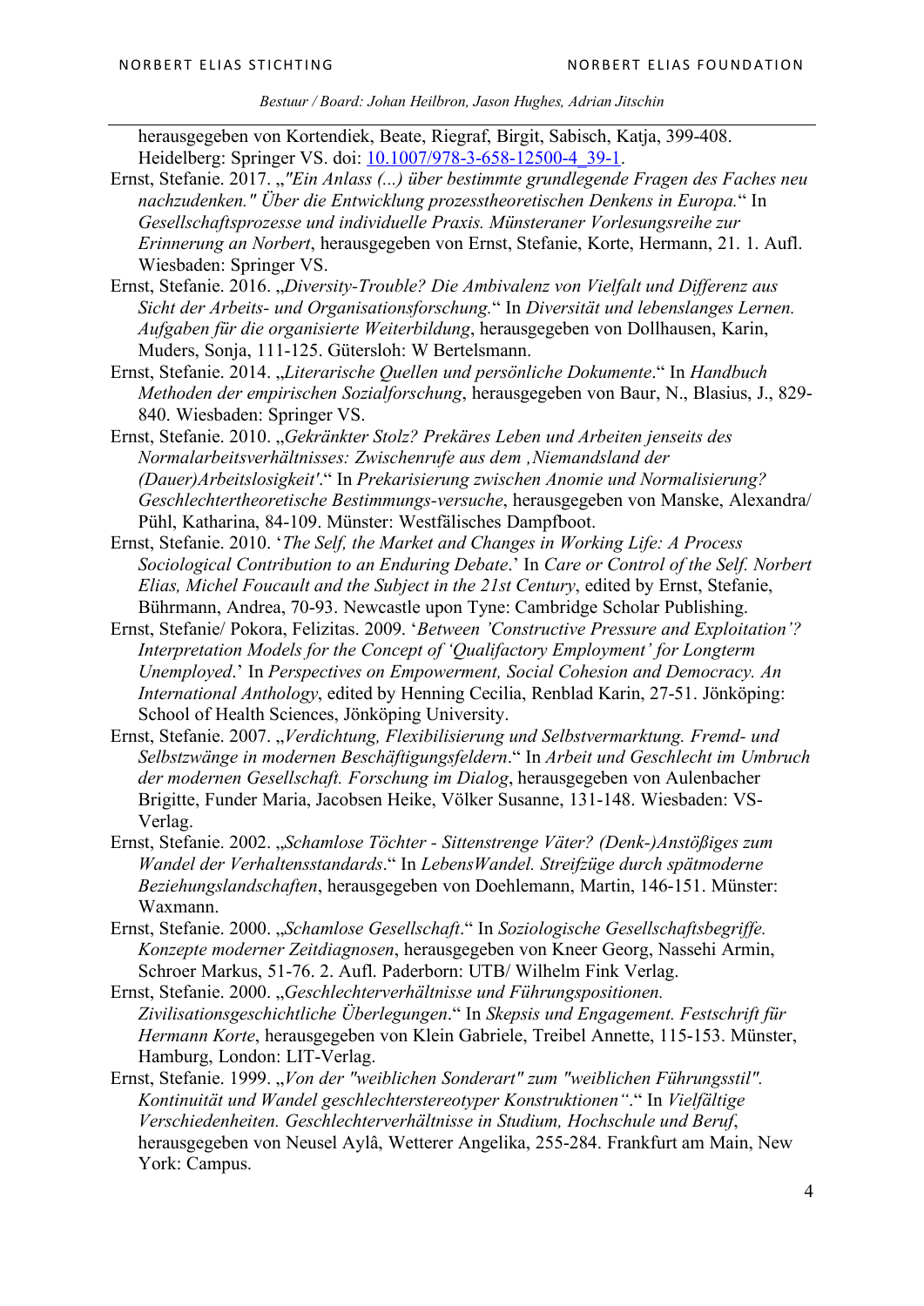herausgegeben von Kortendiek, Beate, Riegraf, Birgit, Sabisch, Katja, 399-408. Heidelberg: Springer VS. doi: [10.1007/978-3-658-12500-4_39-1](https://doi.org/10.1007/978-3-658-12500-4_39-1).

Ernst, Stefanie. 2017. „*"Ein Anlass (...) über bestimmte grundlegende Fragen des Faches neu nachzudenken." Über die Entwicklung prozesstheoretischen Denkens in Europa.*" In *Gesellschaftsprozesse und individuelle Praxis. Münsteraner Vorlesungsreihe zur Erinnerung an Norbert*, herausgegeben von Ernst, Stefanie, Korte, Hermann, 21. 1. Aufl. Wiesbaden: Springer VS.

Ernst, Stefanie. 2016. „*Diversity-Trouble? Die Ambivalenz von Vielfalt und Differenz aus Sicht der Arbeits- und Organisationsforschung.*" In *Diversität und lebenslanges Lernen. Aufgaben für die organisierte Weiterbildung*, herausgegeben von Dollhausen, Karin, Muders, Sonja, 111-125. Gütersloh: W Bertelsmann.

Ernst, Stefanie. 2014. „*Literarische Quellen und persönliche Dokumente*." In *Handbuch Methoden der empirischen Sozialforschung*, herausgegeben von Baur, N., Blasius, J., 829-840. Wiesbaden: Springer VS.

Ernst, Stefanie. 2010. „*Gekränkter Stolz? Prekäres Leben und Arbeiten jenseits des Normalarbeitsverhältnisses: Zwischenrufe aus dem ‚Niemandsland der (Dauer)Arbeitslosigkeit'*." In *Prekarisierung zwischen Anomie und Normalisierung? Geschlechtertheoretische Bestimmungs-versuche*, herausgegeben von Manske, Alexandra/ Pühl, Katharina, 84-109. Münster: Westfälisches Dampfboot.

Ernst, Stefanie. 2010. '*The Self, the Market and Changes in Working Life: A Process Sociological Contribution to an Enduring Debate*.' In *Care or Control of the Self. Norbert Elias, Michel Foucault and the Subject in the 21st Century*, edited by Ernst, Stefanie, Bührmann, Andrea, 70-93. Newcastle upon Tyne: Cambridge Scholar Publishing.

Ernst, Stefanie/ Pokora, Felizitas. 2009. '*Between 'Constructive Pressure and Exploitation'? Interpretation Models for the Concept of 'Qualifactory Employment' for Longterm Unemployed*.' In *Perspectives on Empowerment, Social Cohesion and Democracy. An International Anthology*, edited by Henning Cecilia, Renblad Karin, 27-51. Jönköping: School of Health Sciences, Jönköping University.

Ernst, Stefanie. 2007. „*Verdichtung, Flexibilisierung und Selbstvermarktung. Fremd- und Selbstzwänge in modernen Beschäftigungsfeldern*." In *Arbeit und Geschlecht im Umbruch der modernen Gesellschaft. Forschung im Dialog*, herausgegeben von Aulenbacher Brigitte, Funder Maria, Jacobsen Heike, Völker Susanne, 131-148. Wiesbaden: VS-Verlag.

Ernst, Stefanie. 2002. „*Schamlose Töchter - Sittenstrenge Väter? (Denk-)Anstößiges zum Wandel der Verhaltensstandards*." In *LebensWandel. Streifzüge durch spätmoderne Beziehungslandschaften*, herausgegeben von Doehlemann, Martin, 146-151. Münster: Waxmann.

Ernst, Stefanie. 2000. „*Schamlose Gesellschaft*." In *Soziologische Gesellschaftsbegriffe. Konzepte moderner Zeitdiagnosen*, herausgegeben von Kneer Georg, Nassehi Armin, Schroer Markus, 51-76. 2. Aufl. Paderborn: UTB/ Wilhelm Fink Verlag.

Ernst, Stefanie. 2000. „*Geschlechterverhältnisse und Führungspositionen. Zivilisationsgeschichtliche Überlegungen*." In *Skepsis und Engagement. Festschrift für Hermann Korte*, herausgegeben von Klein Gabriele, Treibel Annette, 115-153. Münster, Hamburg, London: LIT-Verlag.

Ernst, Stefanie. 1999. „*Von der "weiblichen Sonderart" zum "weiblichen Führungsstil". Kontinuität und Wandel geschlechterstereotyper Konstruktionen"*." In *Vielfältige Verschiedenheiten. Geschlechterverhältnisse in Studium, Hochschule und Beruf*, herausgegeben von Neusel Aylâ, Wetterer Angelika, 255-284. Frankfurt am Main, New York: Campus.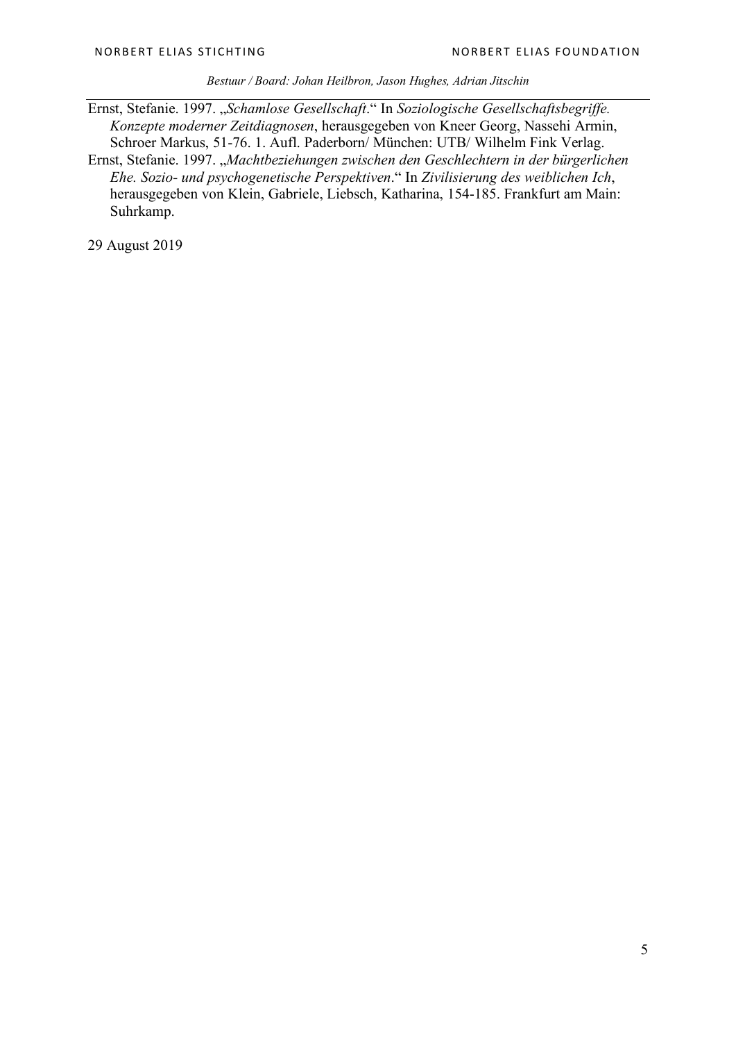Ernst, Stefanie. 1997. „*Schamlose Gesellschaft*." In *Soziologische Gesellschaftsbegriffe. Konzepte moderner Zeitdiagnosen*, herausgegeben von Kneer Georg, Nassehi Armin, Schroer Markus, 51-76. 1. Aufl. Paderborn/ München: UTB/ Wilhelm Fink Verlag.

Ernst, Stefanie. 1997. „*Machtbeziehungen zwischen den Geschlechtern in der bürgerlichen Ehe. Sozio- und psychogenetische Perspektiven*." In *Zivilisierung des weiblichen Ich*, herausgegeben von Klein, Gabriele, Liebsch, Katharina, 154-185. Frankfurt am Main: Suhrkamp.

29 August 2019